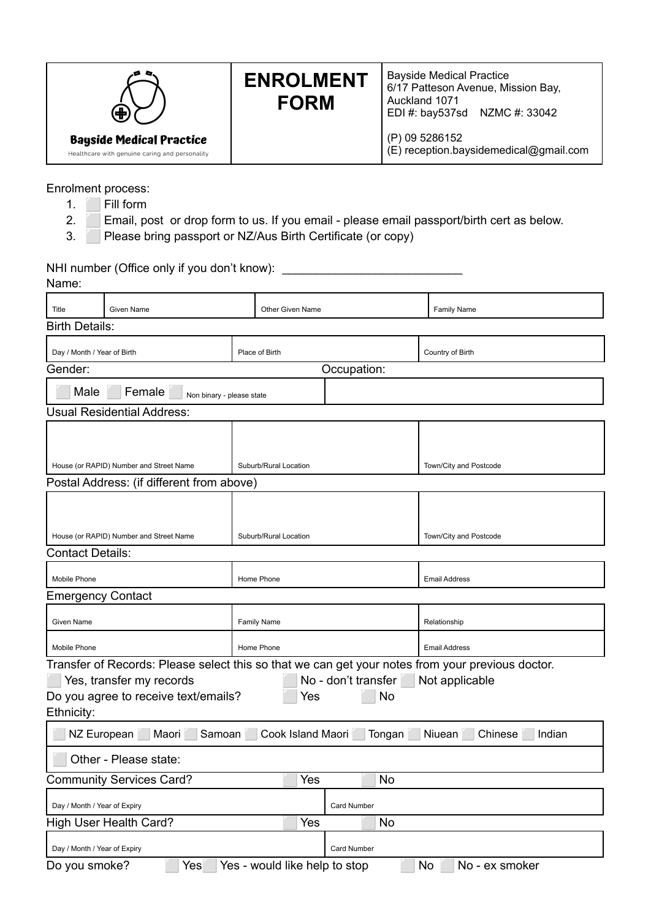| Bayside Medical Practice<br>Healthcare with genuine caring and personality | **ENROLMENT FORM** | Bayside Medical Practice<br>6/17 Patteson Avenue, Mission Bay, Auckland 1071<br>EDI #: bay537sd NZMC #: 33042<br><br>(P) 09 5286152<br>(E) reception.baysidemedical@gmail.com |
|---|---|---|

Enrolment process:

1. ⬜ Fill form
2. ⬜ Email, post or drop form to us. If you email - please email passport/birth cert as below.
3. ⬜ Please bring passport or NZ/Aus Birth Certificate (or copy)

NHI number (Office only if you don't know): ___________________________

Name:

| Title | Given Name | Other Given Name | Family Name |
|---|---|---|---|

Birth Details:

| Day / Month / Year of Birth | Place of Birth | Country of Birth |
|---|---|---|

Gender: / Occupation:

| ⬜ Male ⬜ Female ⬜ Non binary - please state | |
|---|---|

Usual Residential Address:

| House (or RAPID) Number and Street Name | Suburb/Rural Location | Town/City and Postcode |
|---|---|---|

Postal Address: (if different from above)

| House (or RAPID) Number and Street Name | Suburb/Rural Location | Town/City and Postcode |
|---|---|---|

Contact Details:

| Mobile Phone | Home Phone | Email Address |
|---|---|---|

Emergency Contact

| Given Name | Family Name | Relationship |
|---|---|---|
| Mobile Phone | Home Phone | Email Address |

Transfer of Records: Please select this so that we can get your notes from your previous doctor.

⬜ Yes, transfer my records ⬜ No - don't transfer ⬜ Not applicable

Do you agree to receive text/emails? ⬜ Yes ⬜ No

Ethnicity:

| ⬜ NZ European ⬜ Maori ⬜ Samoan ⬜ Cook Island Maori ⬜ Tongan ⬜ Niuean ⬜ Chinese ⬜ Indian |
|---|
| ⬜ Other - Please state: |

Community Services Card? ⬜ Yes ⬜ No

| Day / Month / Year of Expiry | Card Number |
|---|---|

High User Health Card? ⬜ Yes ⬜ No

| Day / Month / Year of Expiry | Card Number |
|---|---|

Do you smoke? ⬜ Yes ⬜ Yes - would like help to stop ⬜ No ⬜ No - ex smoker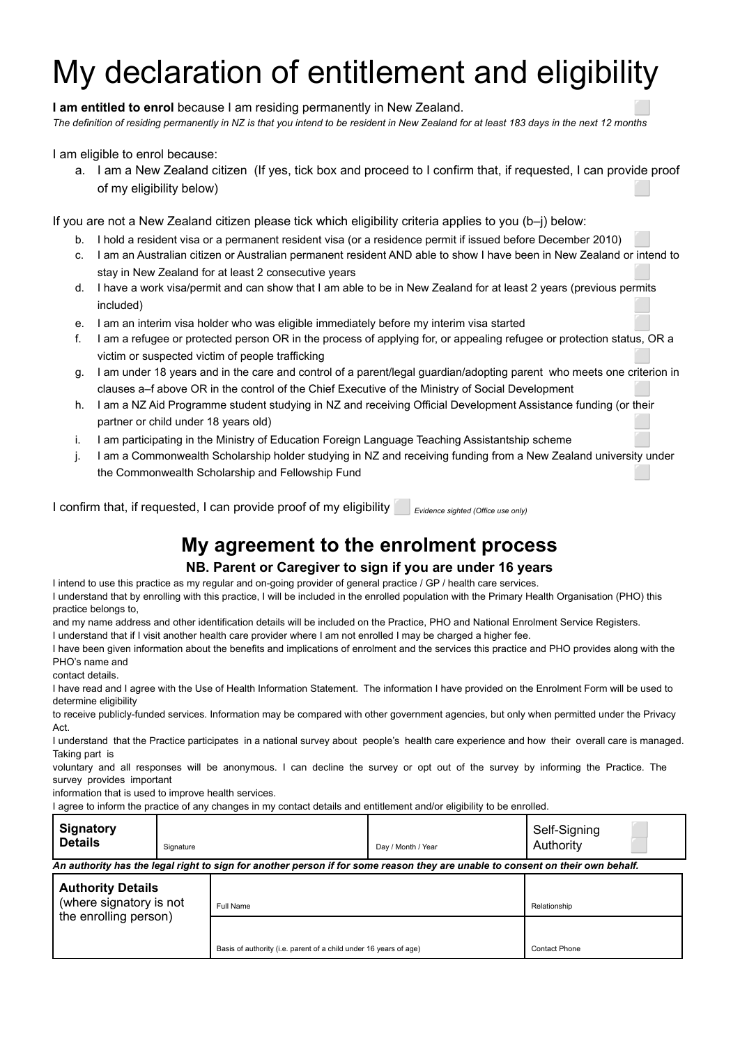# My declaration of entitlement and eligibility

**I am entitled to enrol** because I am residing permanently in New Zealand. ☐

*The definition of residing permanently in NZ is that you intend to be resident in New Zealand for at least 183 days in the next 12 months*

I am eligible to enrol because:

a. I am a New Zealand citizen (If yes, tick box and proceed to I confirm that, if requested, I can provide proof of my eligibility below) ☐

If you are not a New Zealand citizen please tick which eligibility criteria applies to you (b–j) below:

b. I hold a resident visa or a permanent resident visa (or a residence permit if issued before December 2010) ☐
c. I am an Australian citizen or Australian permanent resident AND able to show I have been in New Zealand or intend to stay in New Zealand for at least 2 consecutive years ☐
d. I have a work visa/permit and can show that I am able to be in New Zealand for at least 2 years (previous permits included) ☐
e. I am an interim visa holder who was eligible immediately before my interim visa started ☐
f. I am a refugee or protected person OR in the process of applying for, or appealing refugee or protection status, OR a victim or suspected victim of people trafficking ☐
g. I am under 18 years and in the care and control of a parent/legal guardian/adopting parent who meets one criterion in clauses a–f above OR in the control of the Chief Executive of the Ministry of Social Development ☐
h. I am a NZ Aid Programme student studying in NZ and receiving Official Development Assistance funding (or their partner or child under 18 years old) ☐
i. I am participating in the Ministry of Education Foreign Language Teaching Assistantship scheme ☐
j. I am a Commonwealth Scholarship holder studying in NZ and receiving funding from a New Zealand university under the Commonwealth Scholarship and Fellowship Fund ☐

I confirm that, if requested, I can provide proof of my eligibility ☐ *Evidence sighted (Office use only)*

## My agreement to the enrolment process

### NB. Parent or Caregiver to sign if you are under 16 years

I intend to use this practice as my regular and on-going provider of general practice / GP / health care services.
I understand that by enrolling with this practice, I will be included in the enrolled population with the Primary Health Organisation (PHO) this practice belongs to,
and my name address and other identification details will be included on the Practice, PHO and National Enrolment Service Registers.
I understand that if I visit another health care provider where I am not enrolled I may be charged a higher fee.
I have been given information about the benefits and implications of enrolment and the services this practice and PHO provides along with the PHO's name and
contact details.
I have read and I agree with the Use of Health Information Statement. The information I have provided on the Enrolment Form will be used to determine eligibility
to receive publicly-funded services. Information may be compared with other government agencies, but only when permitted under the Privacy Act.
I understand that the Practice participates in a national survey about people's health care experience and how their overall care is managed. Taking part is
voluntary and all responses will be anonymous. I can decline the survey or opt out of the survey by informing the Practice. The survey provides important
information that is used to improve health services.
I agree to inform the practice of any changes in my contact details and entitlement and/or eligibility to be enrolled.

| | | | |
|---|---|---|---|
| **Signatory Details** | Signature | Day / Month / Year | Self-Signing Authority ☐ ☐ |

***An authority has the legal right to sign for another person if for some reason they are unable to consent on their own behalf.***

| | | |
|---|---|---|
| **Authority Details** (where signatory is not the enrolling person) | Full Name | Relationship |
| | Basis of authority (i.e. parent of a child under 16 years of age) | Contact Phone |